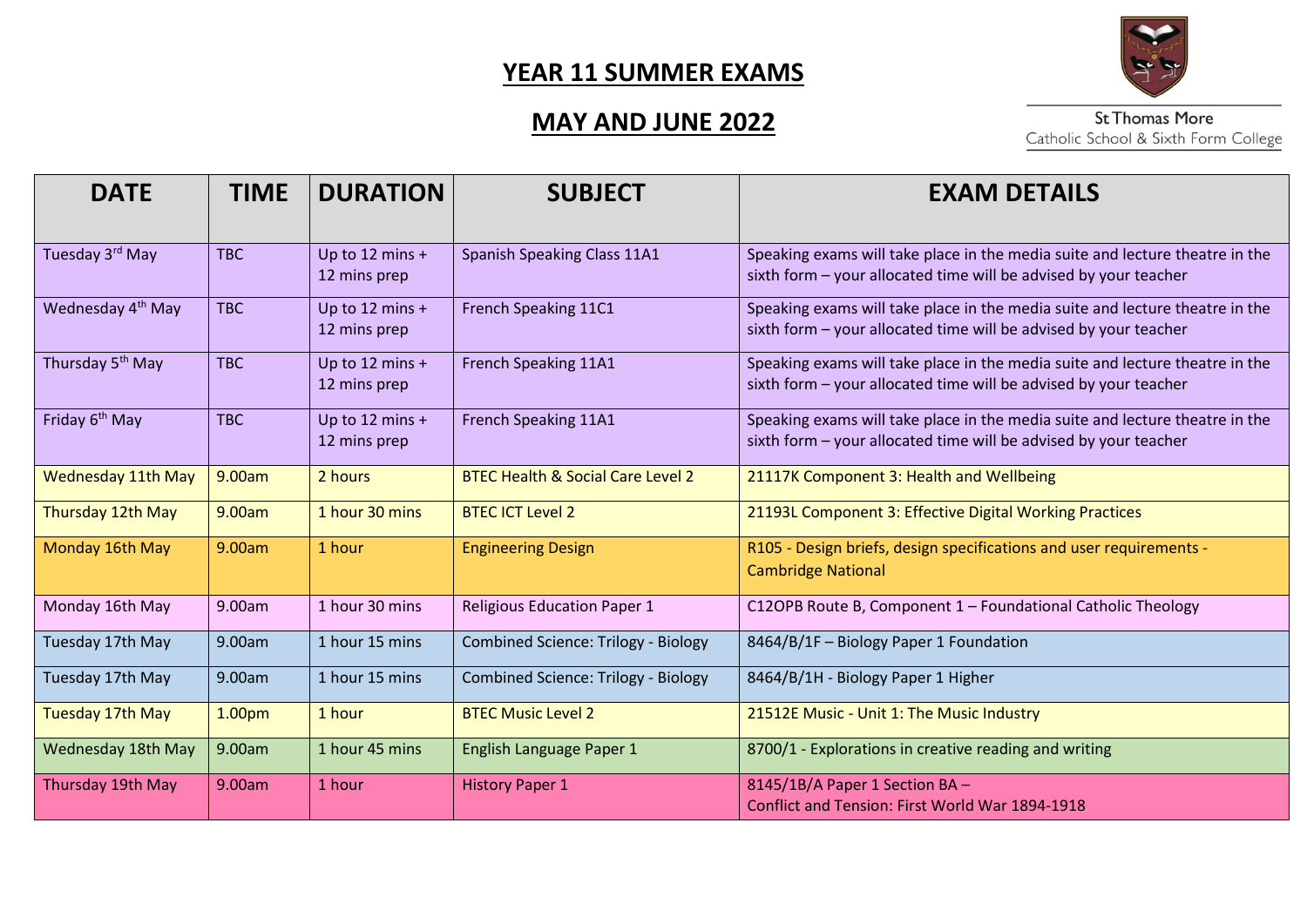# YEAR 11 SUMMER EXAMS

## MAY AND JUNE 2022

St Thomas More
Catholic School & Sixth Form College

| DATE | TIME | DURATION | SUBJECT | EXAM DETAILS |
|---|---|---|---|---|
| Tuesday 3rd May | TBC | Up to 12 mins + 12 mins prep | Spanish Speaking Class 11A1 | Speaking exams will take place in the media suite and lecture theatre in the sixth form – your allocated time will be advised by your teacher |
| Wednesday 4th May | TBC | Up to 12 mins + 12 mins prep | French Speaking 11C1 | Speaking exams will take place in the media suite and lecture theatre in the sixth form – your allocated time will be advised by your teacher |
| Thursday 5th May | TBC | Up to 12 mins + 12 mins prep | French Speaking 11A1 | Speaking exams will take place in the media suite and lecture theatre in the sixth form – your allocated time will be advised by your teacher |
| Friday 6th May | TBC | Up to 12 mins + 12 mins prep | French Speaking 11A1 | Speaking exams will take place in the media suite and lecture theatre in the sixth form – your allocated time will be advised by your teacher |
| Wednesday 11th May | 9.00am | 2 hours | BTEC Health & Social Care Level 2 | 21117K Component 3: Health and Wellbeing |
| Thursday 12th May | 9.00am | 1 hour 30 mins | BTEC ICT Level 2 | 21193L Component 3: Effective Digital Working Practices |
| Monday 16th May | 9.00am | 1 hour | Engineering Design | R105 - Design briefs, design specifications and user requirements - Cambridge National |
| Monday 16th May | 9.00am | 1 hour 30 mins | Religious Education Paper 1 | C12OPB Route B, Component 1 – Foundational Catholic Theology |
| Tuesday 17th May | 9.00am | 1 hour 15 mins | Combined Science: Trilogy - Biology | 8464/B/1F – Biology Paper 1 Foundation |
| Tuesday 17th May | 9.00am | 1 hour 15 mins | Combined Science: Trilogy - Biology | 8464/B/1H - Biology Paper 1 Higher |
| Tuesday 17th May | 1.00pm | 1 hour | BTEC Music Level 2 | 21512E Music - Unit 1: The Music Industry |
| Wednesday 18th May | 9.00am | 1 hour 45 mins | English Language Paper 1 | 8700/1 - Explorations in creative reading and writing |
| Thursday 19th May | 9.00am | 1 hour | History Paper 1 | 8145/1B/A Paper 1 Section BA – Conflict and Tension: First World War 1894-1918 |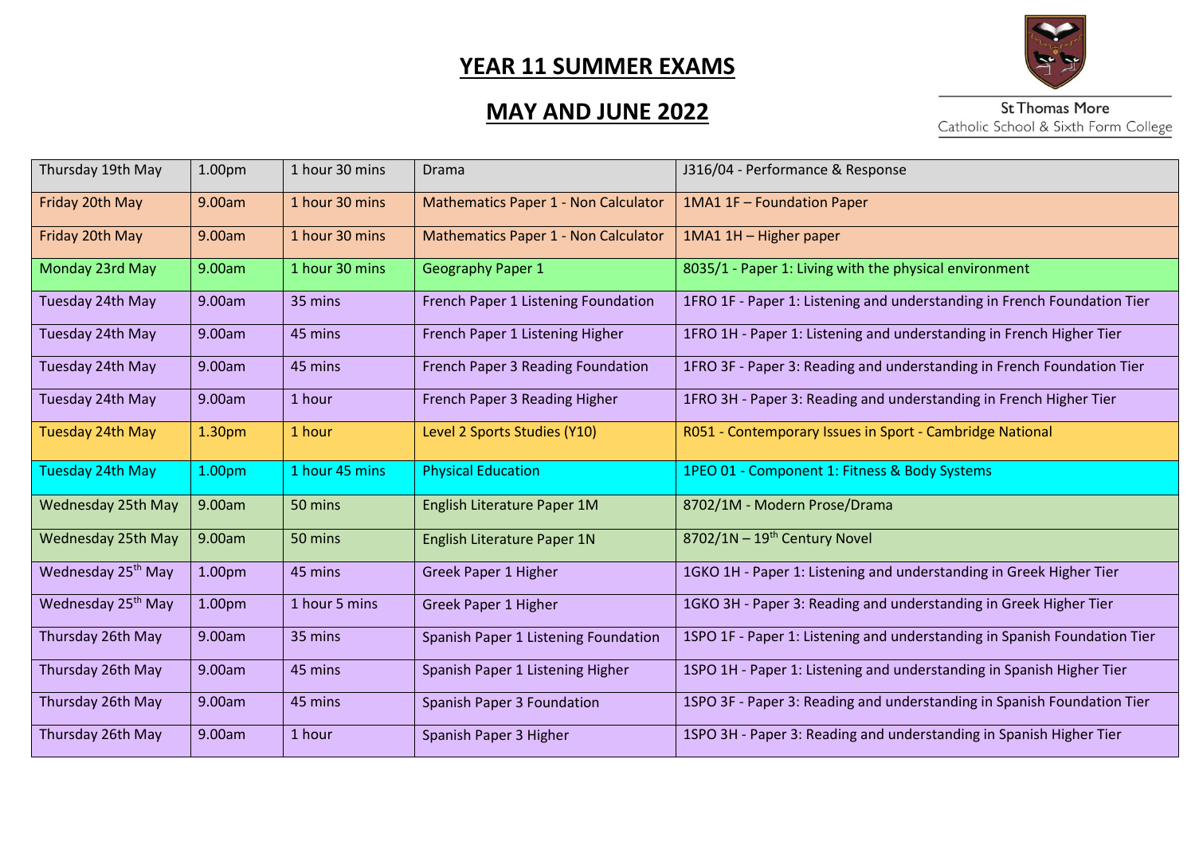# YEAR 11 SUMMER EXAMS

## MAY AND JUNE 2022

St Thomas More Catholic School & Sixth Form College

| Date | Time | Duration | Subject | Paper |
|---|---|---|---|---|
| Thursday 19th May | 1.00pm | 1 hour 30 mins | Drama | J316/04 - Performance & Response |
| Friday 20th May | 9.00am | 1 hour 30 mins | Mathematics Paper 1 - Non Calculator | 1MA1 1F – Foundation Paper |
| Friday 20th May | 9.00am | 1 hour 30 mins | Mathematics Paper 1 - Non Calculator | 1MA1 1H – Higher paper |
| Monday 23rd May | 9.00am | 1 hour 30 mins | Geography Paper 1 | 8035/1 - Paper 1: Living with the physical environment |
| Tuesday 24th May | 9.00am | 35 mins | French Paper 1 Listening Foundation | 1FRO 1F - Paper 1: Listening and understanding in French Foundation Tier |
| Tuesday 24th May | 9.00am | 45 mins | French Paper 1 Listening Higher | 1FRO 1H - Paper 1: Listening and understanding in French Higher Tier |
| Tuesday 24th May | 9.00am | 45 mins | French Paper 3 Reading Foundation | 1FRO 3F - Paper 3: Reading and understanding in French Foundation Tier |
| Tuesday 24th May | 9.00am | 1 hour | French Paper 3 Reading Higher | 1FRO 3H - Paper 3: Reading and understanding in French Higher Tier |
| Tuesday 24th May | 1.30pm | 1 hour | Level 2 Sports Studies (Y10) | R051 - Contemporary Issues in Sport - Cambridge National |
| Tuesday 24th May | 1.00pm | 1 hour 45 mins | Physical Education | 1PEO 01 - Component 1: Fitness & Body Systems |
| Wednesday 25th May | 9.00am | 50 mins | English Literature Paper 1M | 8702/1M - Modern Prose/Drama |
| Wednesday 25th May | 9.00am | 50 mins | English Literature Paper 1N | 8702/1N – 19th Century Novel |
| Wednesday 25th May | 1.00pm | 45 mins | Greek Paper 1 Higher | 1GKO 1H - Paper 1: Listening and understanding in Greek Higher Tier |
| Wednesday 25th May | 1.00pm | 1 hour 5 mins | Greek Paper 1 Higher | 1GKO 3H - Paper 3: Reading and understanding in Greek Higher Tier |
| Thursday 26th May | 9.00am | 35 mins | Spanish Paper 1 Listening Foundation | 1SPO 1F - Paper 1: Listening and understanding in Spanish Foundation Tier |
| Thursday 26th May | 9.00am | 45 mins | Spanish Paper 1 Listening Higher | 1SPO 1H - Paper 1: Listening and understanding in Spanish Higher Tier |
| Thursday 26th May | 9.00am | 45 mins | Spanish Paper 3 Foundation | 1SPO 3F - Paper 3: Reading and understanding in Spanish Foundation Tier |
| Thursday 26th May | 9.00am | 1 hour | Spanish Paper 3 Higher | 1SPO 3H - Paper 3: Reading and understanding in Spanish Higher Tier |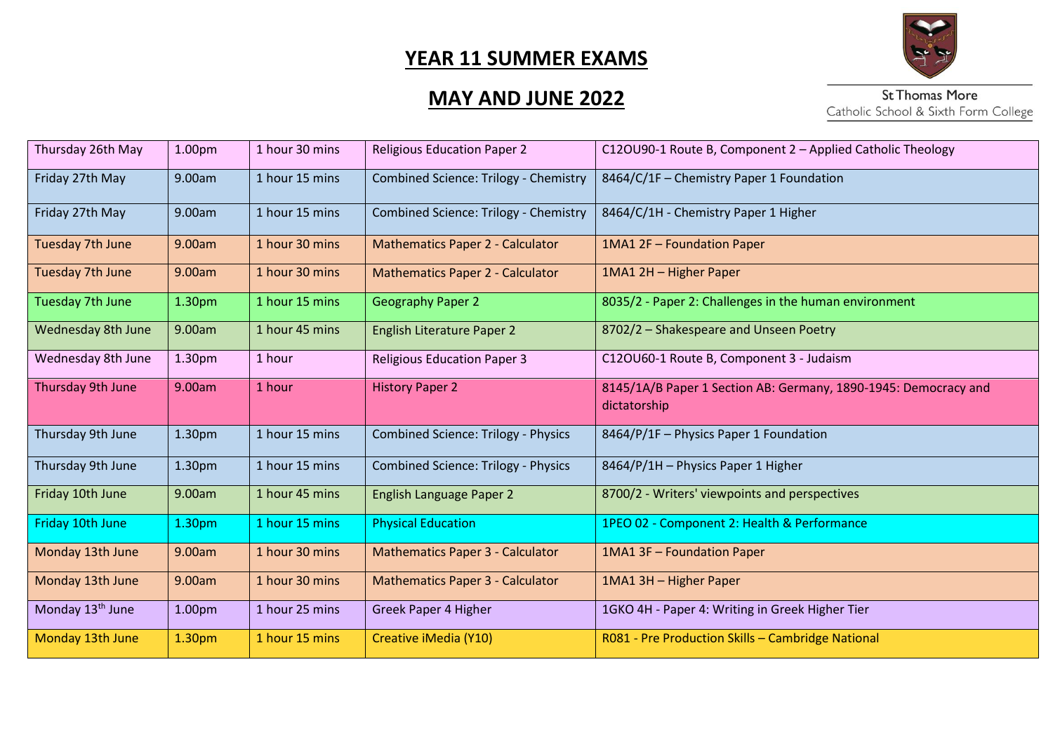# YEAR 11 SUMMER EXAMS

# MAY AND JUNE 2022

St Thomas More
Catholic School & Sixth Form College

| | | | | |
|---|---|---|---|---|
| Thursday 26th May | 1.00pm | 1 hour 30 mins | Religious Education Paper 2 | C12OU90-1 Route B, Component 2 – Applied Catholic Theology |
| Friday 27th May | 9.00am | 1 hour 15 mins | Combined Science: Trilogy - Chemistry | 8464/C/1F – Chemistry Paper 1 Foundation |
| Friday 27th May | 9.00am | 1 hour 15 mins | Combined Science: Trilogy - Chemistry | 8464/C/1H - Chemistry Paper 1 Higher |
| Tuesday 7th June | 9.00am | 1 hour 30 mins | Mathematics Paper 2 - Calculator | 1MA1 2F – Foundation Paper |
| Tuesday 7th June | 9.00am | 1 hour 30 mins | Mathematics Paper 2 - Calculator | 1MA1 2H – Higher Paper |
| Tuesday 7th June | 1.30pm | 1 hour 15 mins | Geography Paper 2 | 8035/2 - Paper 2: Challenges in the human environment |
| Wednesday 8th June | 9.00am | 1 hour 45 mins | English Literature Paper 2 | 8702/2 – Shakespeare and Unseen Poetry |
| Wednesday 8th June | 1.30pm | 1 hour | Religious Education Paper 3 | C12OU60-1 Route B, Component 3 - Judaism |
| Thursday 9th June | 9.00am | 1 hour | History Paper 2 | 8145/1A/B Paper 1 Section AB: Germany, 1890-1945: Democracy and dictatorship |
| Thursday 9th June | 1.30pm | 1 hour 15 mins | Combined Science: Trilogy - Physics | 8464/P/1F – Physics Paper 1 Foundation |
| Thursday 9th June | 1.30pm | 1 hour 15 mins | Combined Science: Trilogy - Physics | 8464/P/1H – Physics Paper 1 Higher |
| Friday 10th June | 9.00am | 1 hour 45 mins | English Language Paper 2 | 8700/2 - Writers' viewpoints and perspectives |
| Friday 10th June | 1.30pm | 1 hour 15 mins | Physical Education | 1PEO 02 - Component 2: Health & Performance |
| Monday 13th June | 9.00am | 1 hour 30 mins | Mathematics Paper 3 - Calculator | 1MA1 3F – Foundation Paper |
| Monday 13th June | 9.00am | 1 hour 30 mins | Mathematics Paper 3 - Calculator | 1MA1 3H – Higher Paper |
| Monday 13th June | 1.00pm | 1 hour 25 mins | Greek Paper 4 Higher | 1GKO 4H - Paper 4: Writing in Greek Higher Tier |
| Monday 13th June | 1.30pm | 1 hour 15 mins | Creative iMedia (Y10) | R081 - Pre Production Skills – Cambridge National |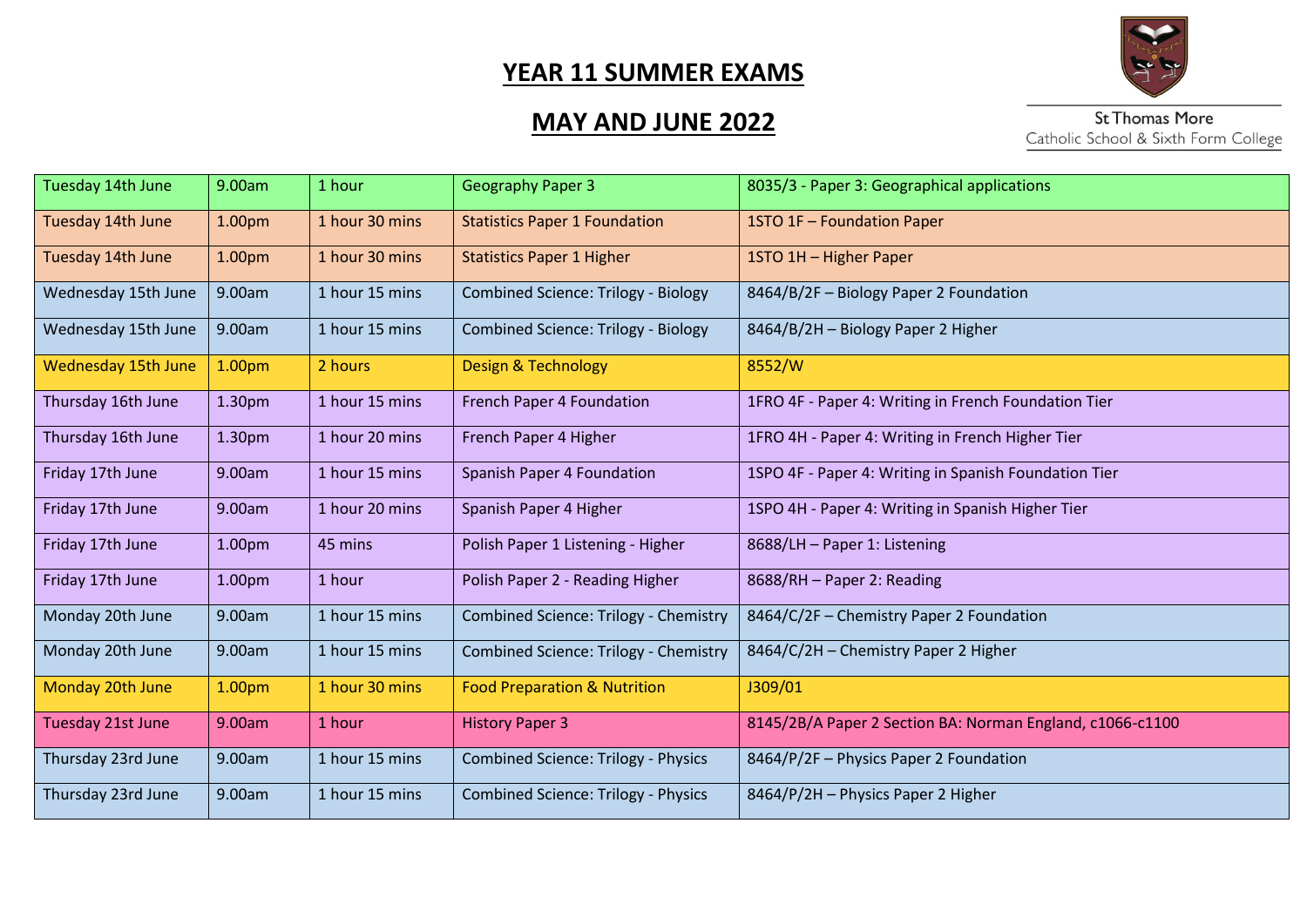# YEAR 11 SUMMER EXAMS

# MAY AND JUNE 2022

St Thomas More
Catholic School & Sixth Form College

| | | | | |
|---|---|---|---|---|
| Tuesday 14th June | 9.00am | 1 hour | Geography Paper 3 | 8035/3 - Paper 3: Geographical applications |
| Tuesday 14th June | 1.00pm | 1 hour 30 mins | Statistics Paper 1 Foundation | 1STO 1F – Foundation Paper |
| Tuesday 14th June | 1.00pm | 1 hour 30 mins | Statistics Paper 1 Higher | 1STO 1H – Higher Paper |
| Wednesday 15th June | 9.00am | 1 hour 15 mins | Combined Science: Trilogy - Biology | 8464/B/2F – Biology Paper 2 Foundation |
| Wednesday 15th June | 9.00am | 1 hour 15 mins | Combined Science: Trilogy - Biology | 8464/B/2H – Biology Paper 2 Higher |
| Wednesday 15th June | 1.00pm | 2 hours | Design & Technology | 8552/W |
| Thursday 16th June | 1.30pm | 1 hour 15 mins | French Paper 4 Foundation | 1FRO 4F - Paper 4: Writing in French Foundation Tier |
| Thursday 16th June | 1.30pm | 1 hour 20 mins | French Paper 4 Higher | 1FRO 4H - Paper 4: Writing in French Higher Tier |
| Friday 17th June | 9.00am | 1 hour 15 mins | Spanish Paper 4 Foundation | 1SPO 4F - Paper 4: Writing in Spanish Foundation Tier |
| Friday 17th June | 9.00am | 1 hour 20 mins | Spanish Paper 4 Higher | 1SPO 4H - Paper 4: Writing in Spanish Higher Tier |
| Friday 17th June | 1.00pm | 45 mins | Polish Paper 1 Listening - Higher | 8688/LH – Paper 1: Listening |
| Friday 17th June | 1.00pm | 1 hour | Polish Paper 2 - Reading Higher | 8688/RH – Paper 2: Reading |
| Monday 20th June | 9.00am | 1 hour 15 mins | Combined Science: Trilogy - Chemistry | 8464/C/2F – Chemistry Paper 2 Foundation |
| Monday 20th June | 9.00am | 1 hour 15 mins | Combined Science: Trilogy - Chemistry | 8464/C/2H – Chemistry Paper 2 Higher |
| Monday 20th June | 1.00pm | 1 hour 30 mins | Food Preparation & Nutrition | J309/01 |
| Tuesday 21st June | 9.00am | 1 hour | History Paper 3 | 8145/2B/A Paper 2 Section BA: Norman England, c1066-c1100 |
| Thursday 23rd June | 9.00am | 1 hour 15 mins | Combined Science: Trilogy - Physics | 8464/P/2F – Physics Paper 2 Foundation |
| Thursday 23rd June | 9.00am | 1 hour 15 mins | Combined Science: Trilogy - Physics | 8464/P/2H – Physics Paper 2 Higher |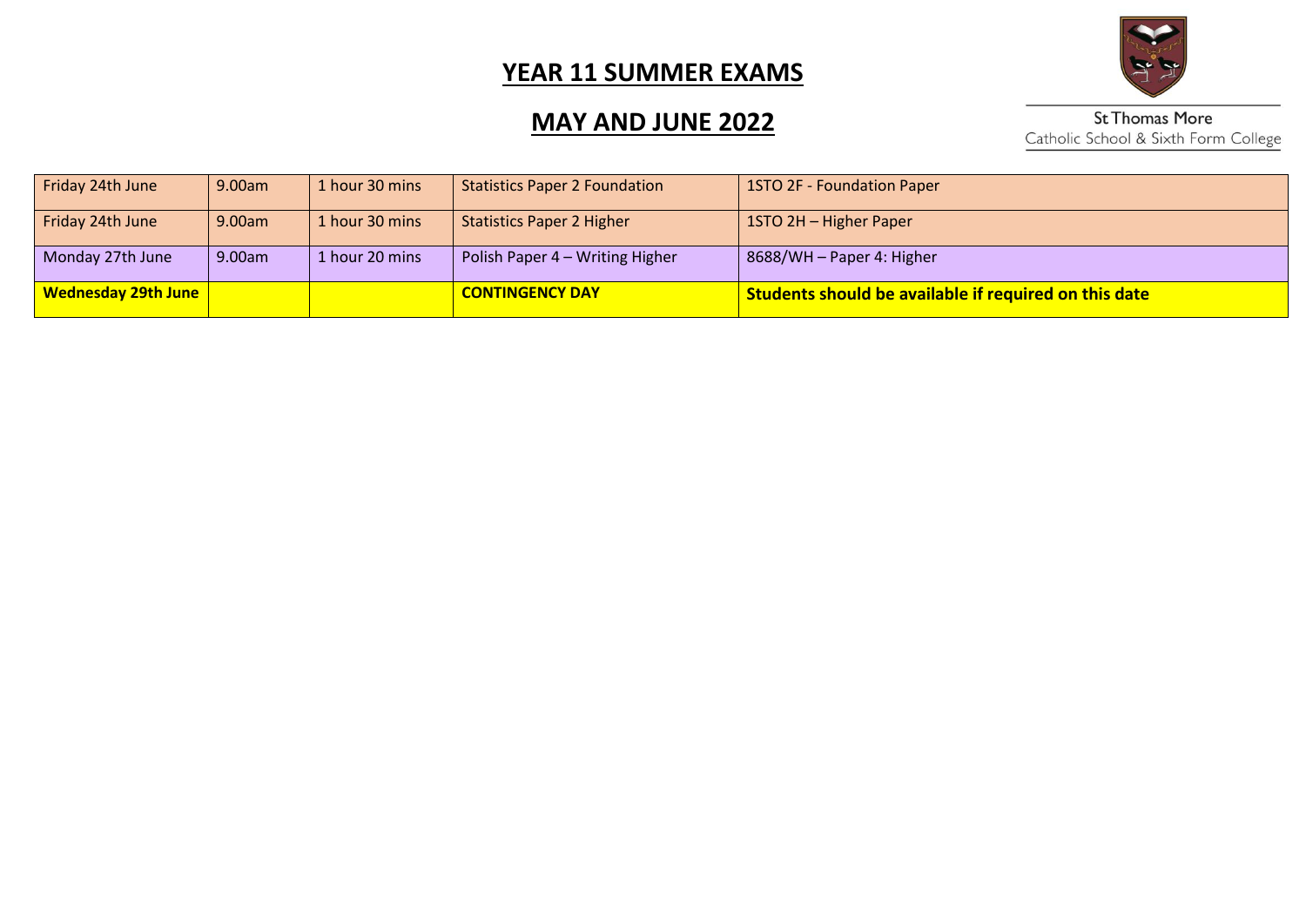# YEAR 11 SUMMER EXAMS

# MAY AND JUNE 2022

St Thomas More
Catholic School & Sixth Form College

| | | | | |
|---|---|---|---|---|
| Friday 24th June | 9.00am | 1 hour 30 mins | Statistics Paper 2 Foundation | 1STO 2F - Foundation Paper |
| Friday 24th June | 9.00am | 1 hour 30 mins | Statistics Paper 2 Higher | 1STO 2H – Higher Paper |
| Monday 27th June | 9.00am | 1 hour 20 mins | Polish Paper 4 – Writing Higher | 8688/WH – Paper 4: Higher |
| **Wednesday 29th June** | | | **CONTINGENCY DAY** | **Students should be available if required on this date** |